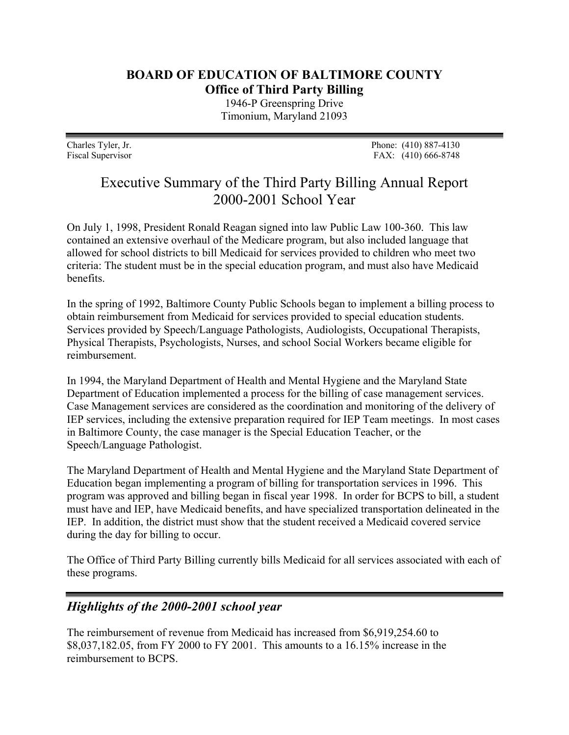**BOARD OF EDUCATION OF BALTIMORE COUNTY**
**Office of Third Party Billing**
1946-P Greenspring Drive
Timonium, Maryland 21093

Charles Tyler, Jr.
Fiscal Supervisor

Phone: (410) 887-4130
FAX: (410) 666-8748

# Executive Summary of the Third Party Billing Annual Report 2000-2001 School Year

On July 1, 1998, President Ronald Reagan signed into law Public Law 100-360. This law contained an extensive overhaul of the Medicare program, but also included language that allowed for school districts to bill Medicaid for services provided to children who meet two criteria: The student must be in the special education program, and must also have Medicaid benefits.

In the spring of 1992, Baltimore County Public Schools began to implement a billing process to obtain reimbursement from Medicaid for services provided to special education students. Services provided by Speech/Language Pathologists, Audiologists, Occupational Therapists, Physical Therapists, Psychologists, Nurses, and school Social Workers became eligible for reimbursement.

In 1994, the Maryland Department of Health and Mental Hygiene and the Maryland State Department of Education implemented a process for the billing of case management services. Case Management services are considered as the coordination and monitoring of the delivery of IEP services, including the extensive preparation required for IEP Team meetings. In most cases in Baltimore County, the case manager is the Special Education Teacher, or the Speech/Language Pathologist.

The Maryland Department of Health and Mental Hygiene and the Maryland State Department of Education began implementing a program of billing for transportation services in 1996. This program was approved and billing began in fiscal year 1998. In order for BCPS to bill, a student must have and IEP, have Medicaid benefits, and have specialized transportation delineated in the IEP. In addition, the district must show that the student received a Medicaid covered service during the day for billing to occur.

The Office of Third Party Billing currently bills Medicaid for all services associated with each of these programs.

## *Highlights of the 2000-2001 school year*

The reimbursement of revenue from Medicaid has increased from $6,919,254.60 to $8,037,182.05, from FY 2000 to FY 2001. This amounts to a 16.15% increase in the reimbursement to BCPS.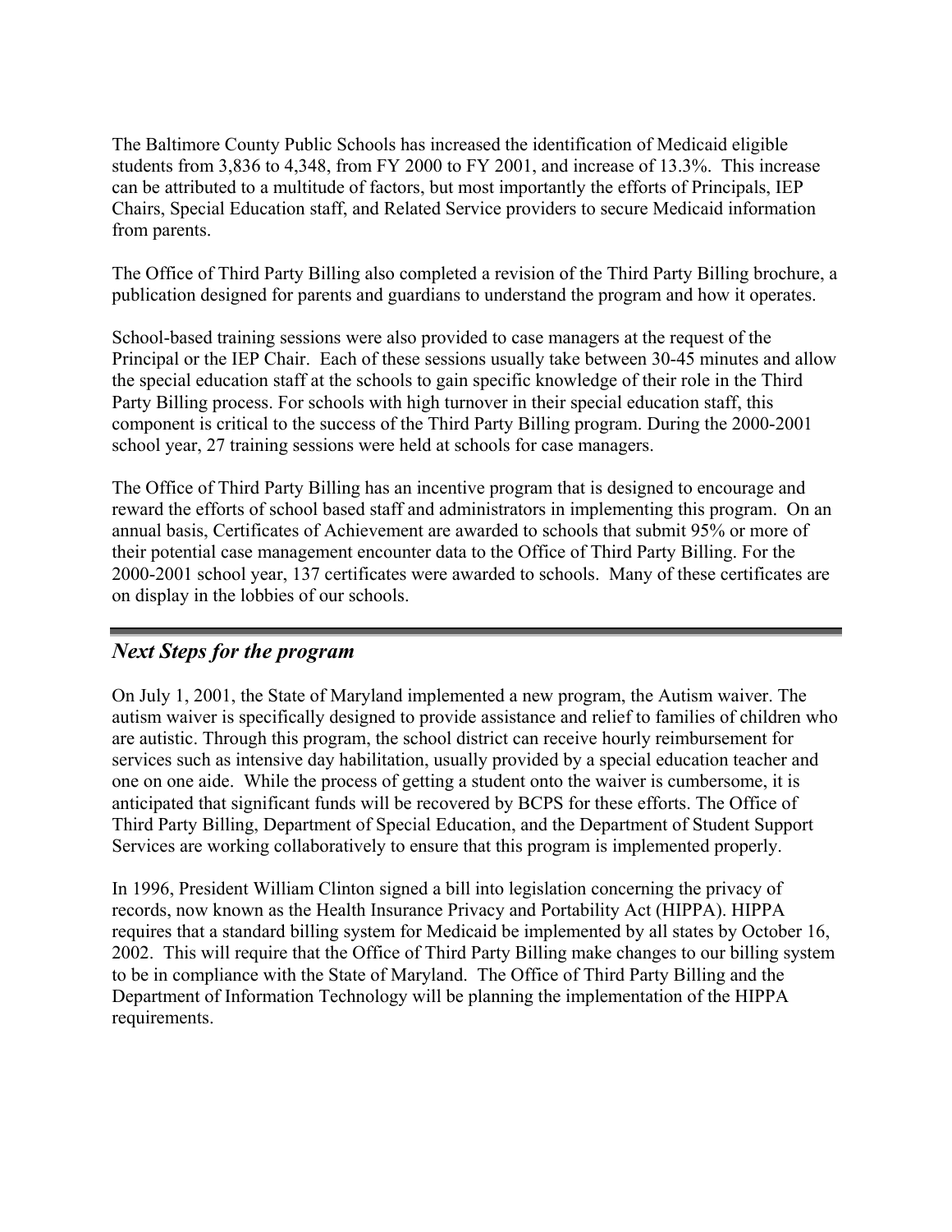The Baltimore County Public Schools has increased the identification of Medicaid eligible students from 3,836 to 4,348, from FY 2000 to FY 2001, and increase of 13.3%. This increase can be attributed to a multitude of factors, but most importantly the efforts of Principals, IEP Chairs, Special Education staff, and Related Service providers to secure Medicaid information from parents.

The Office of Third Party Billing also completed a revision of the Third Party Billing brochure, a publication designed for parents and guardians to understand the program and how it operates.

School-based training sessions were also provided to case managers at the request of the Principal or the IEP Chair. Each of these sessions usually take between 30-45 minutes and allow the special education staff at the schools to gain specific knowledge of their role in the Third Party Billing process. For schools with high turnover in their special education staff, this component is critical to the success of the Third Party Billing program. During the 2000-2001 school year, 27 training sessions were held at schools for case managers.

The Office of Third Party Billing has an incentive program that is designed to encourage and reward the efforts of school based staff and administrators in implementing this program. On an annual basis, Certificates of Achievement are awarded to schools that submit 95% or more of their potential case management encounter data to the Office of Third Party Billing. For the 2000-2001 school year, 137 certificates were awarded to schools. Many of these certificates are on display in the lobbies of our schools.

## *Next Steps for the program*

On July 1, 2001, the State of Maryland implemented a new program, the Autism waiver. The autism waiver is specifically designed to provide assistance and relief to families of children who are autistic. Through this program, the school district can receive hourly reimbursement for services such as intensive day habilitation, usually provided by a special education teacher and one on one aide. While the process of getting a student onto the waiver is cumbersome, it is anticipated that significant funds will be recovered by BCPS for these efforts. The Office of Third Party Billing, Department of Special Education, and the Department of Student Support Services are working collaboratively to ensure that this program is implemented properly.

In 1996, President William Clinton signed a bill into legislation concerning the privacy of records, now known as the Health Insurance Privacy and Portability Act (HIPPA). HIPPA requires that a standard billing system for Medicaid be implemented by all states by October 16, 2002. This will require that the Office of Third Party Billing make changes to our billing system to be in compliance with the State of Maryland. The Office of Third Party Billing and the Department of Information Technology will be planning the implementation of the HIPPA requirements.